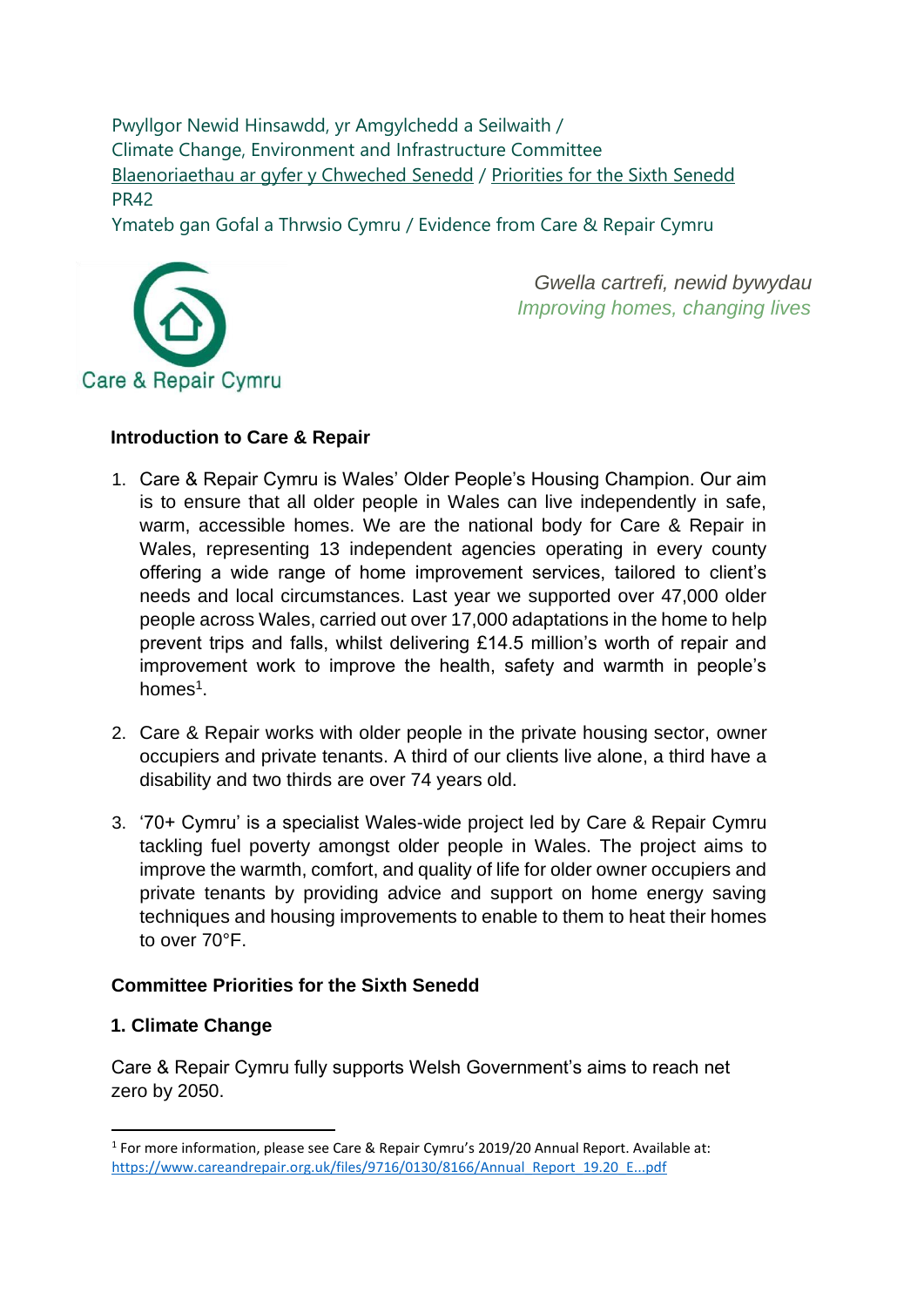Pwyllgor Newid Hinsawdd, yr Amgylchedd a Seilwaith /
Climate Change, Environment and Infrastructure Committee
[Blaenoriaethau ar gyfer y Chweched Senedd](#) / [Priorities for the Sixth Senedd](#)
PR42
Ymateb gan Gofal a Thrwsio Cymru / Evidence from Care & Repair Cymru

Care & Repair Cymru

*Gwella cartrefi, newid bywydau*
*Improving homes, changing lives*

### Introduction to Care & Repair

1. Care & Repair Cymru is Wales' Older People's Housing Champion. Our aim is to ensure that all older people in Wales can live independently in safe, warm, accessible homes. We are the national body for Care & Repair in Wales, representing 13 independent agencies operating in every county offering a wide range of home improvement services, tailored to client's needs and local circumstances. Last year we supported over 47,000 older people across Wales, carried out over 17,000 adaptations in the home to help prevent trips and falls, whilst delivering £14.5 million's worth of repair and improvement work to improve the health, safety and warmth in people's homes[1].

2. Care & Repair works with older people in the private housing sector, owner occupiers and private tenants. A third of our clients live alone, a third have a disability and two thirds are over 74 years old.

3. '70+ Cymru' is a specialist Wales-wide project led by Care & Repair Cymru tackling fuel poverty amongst older people in Wales. The project aims to improve the warmth, comfort, and quality of life for older owner occupiers and private tenants by providing advice and support on home energy saving techniques and housing improvements to enable to them to heat their homes to over 70°F.

### Committee Priorities for the Sixth Senedd

### 1. Climate Change

Care & Repair Cymru fully supports Welsh Government's aims to reach net zero by 2050.

---

[1] For more information, please see Care & Repair Cymru's 2019/20 Annual Report. Available at: https://www.careandrepair.org.uk/files/9716/0130/8166/Annual_Report_19.20_E...pdf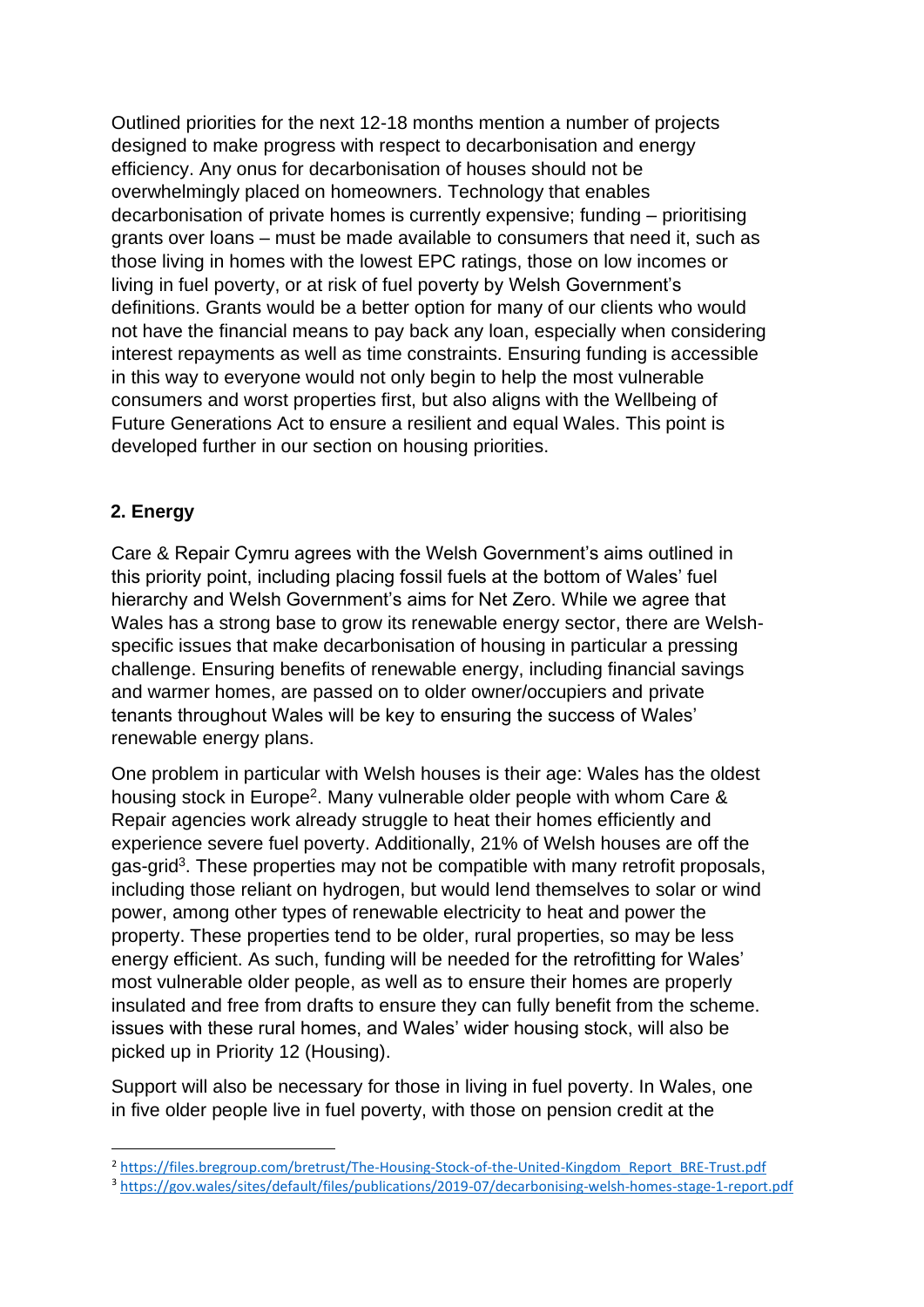Outlined priorities for the next 12-18 months mention a number of projects designed to make progress with respect to decarbonisation and energy efficiency. Any onus for decarbonisation of houses should not be overwhelmingly placed on homeowners. Technology that enables decarbonisation of private homes is currently expensive; funding – prioritising grants over loans – must be made available to consumers that need it, such as those living in homes with the lowest EPC ratings, those on low incomes or living in fuel poverty, or at risk of fuel poverty by Welsh Government's definitions. Grants would be a better option for many of our clients who would not have the financial means to pay back any loan, especially when considering interest repayments as well as time constraints. Ensuring funding is accessible in this way to everyone would not only begin to help the most vulnerable consumers and worst properties first, but also aligns with the Wellbeing of Future Generations Act to ensure a resilient and equal Wales. This point is developed further in our section on housing priorities.

## 2. Energy

Care & Repair Cymru agrees with the Welsh Government's aims outlined in this priority point, including placing fossil fuels at the bottom of Wales' fuel hierarchy and Welsh Government's aims for Net Zero. While we agree that Wales has a strong base to grow its renewable energy sector, there are Welsh-specific issues that make decarbonisation of housing in particular a pressing challenge. Ensuring benefits of renewable energy, including financial savings and warmer homes, are passed on to older owner/occupiers and private tenants throughout Wales will be key to ensuring the success of Wales' renewable energy plans.

One problem in particular with Welsh houses is their age: Wales has the oldest housing stock in Europe[2]. Many vulnerable older people with whom Care & Repair agencies work already struggle to heat their homes efficiently and experience severe fuel poverty. Additionally, 21% of Welsh houses are off the gas-grid[3]. These properties may not be compatible with many retrofit proposals, including those reliant on hydrogen, but would lend themselves to solar or wind power, among other types of renewable electricity to heat and power the property. These properties tend to be older, rural properties, so may be less energy efficient. As such, funding will be needed for the retrofitting for Wales' most vulnerable older people, as well as to ensure their homes are properly insulated and free from drafts to ensure they can fully benefit from the scheme. issues with these rural homes, and Wales' wider housing stock, will also be picked up in Priority 12 (Housing).

Support will also be necessary for those in living in fuel poverty. In Wales, one in five older people live in fuel poverty, with those on pension credit at the

---

[2] https://files.bregroup.com/bretrust/The-Housing-Stock-of-the-United-Kingdom_Report_BRE-Trust.pdf

[3] https://gov.wales/sites/default/files/publications/2019-07/decarbonising-welsh-homes-stage-1-report.pdf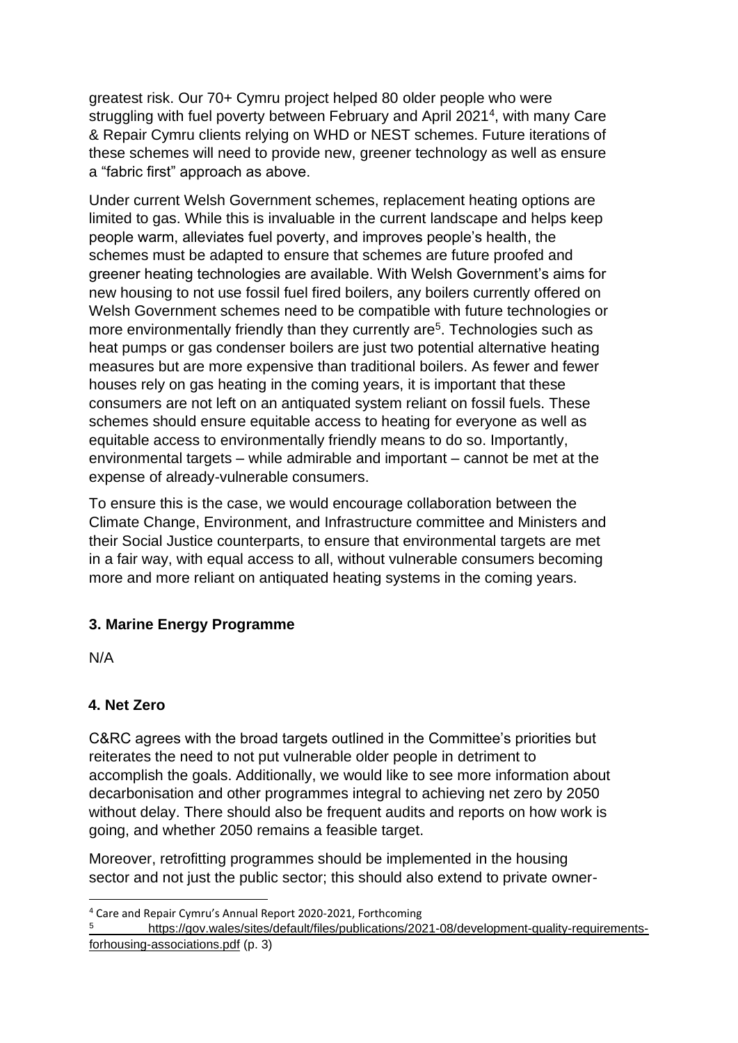greatest risk. Our 70+ Cymru project helped 80 older people who were struggling with fuel poverty between February and April 2021[4], with many Care & Repair Cymru clients relying on WHD or NEST schemes. Future iterations of these schemes will need to provide new, greener technology as well as ensure a "fabric first" approach as above.

Under current Welsh Government schemes, replacement heating options are limited to gas. While this is invaluable in the current landscape and helps keep people warm, alleviates fuel poverty, and improves people's health, the schemes must be adapted to ensure that schemes are future proofed and greener heating technologies are available. With Welsh Government's aims for new housing to not use fossil fuel fired boilers, any boilers currently offered on Welsh Government schemes need to be compatible with future technologies or more environmentally friendly than they currently are[5]. Technologies such as heat pumps or gas condenser boilers are just two potential alternative heating measures but are more expensive than traditional boilers. As fewer and fewer houses rely on gas heating in the coming years, it is important that these consumers are not left on an antiquated system reliant on fossil fuels. These schemes should ensure equitable access to heating for everyone as well as equitable access to environmentally friendly means to do so. Importantly, environmental targets – while admirable and important – cannot be met at the expense of already-vulnerable consumers.

To ensure this is the case, we would encourage collaboration between the Climate Change, Environment, and Infrastructure committee and Ministers and their Social Justice counterparts, to ensure that environmental targets are met in a fair way, with equal access to all, without vulnerable consumers becoming more and more reliant on antiquated heating systems in the coming years.

### 3. Marine Energy Programme

N/A

### 4. Net Zero

C&RC agrees with the broad targets outlined in the Committee's priorities but reiterates the need to not put vulnerable older people in detriment to accomplish the goals. Additionally, we would like to see more information about decarbonisation and other programmes integral to achieving net zero by 2050 without delay. There should also be frequent audits and reports on how work is going, and whether 2050 remains a feasible target.

Moreover, retrofitting programmes should be implemented in the housing sector and not just the public sector; this should also extend to private owner-

---

[4] Care and Repair Cymru's Annual Report 2020-2021, Forthcoming

[5] https://gov.wales/sites/default/files/publications/2021-08/development-quality-requirements-forhousing-associations.pdf (p. 3)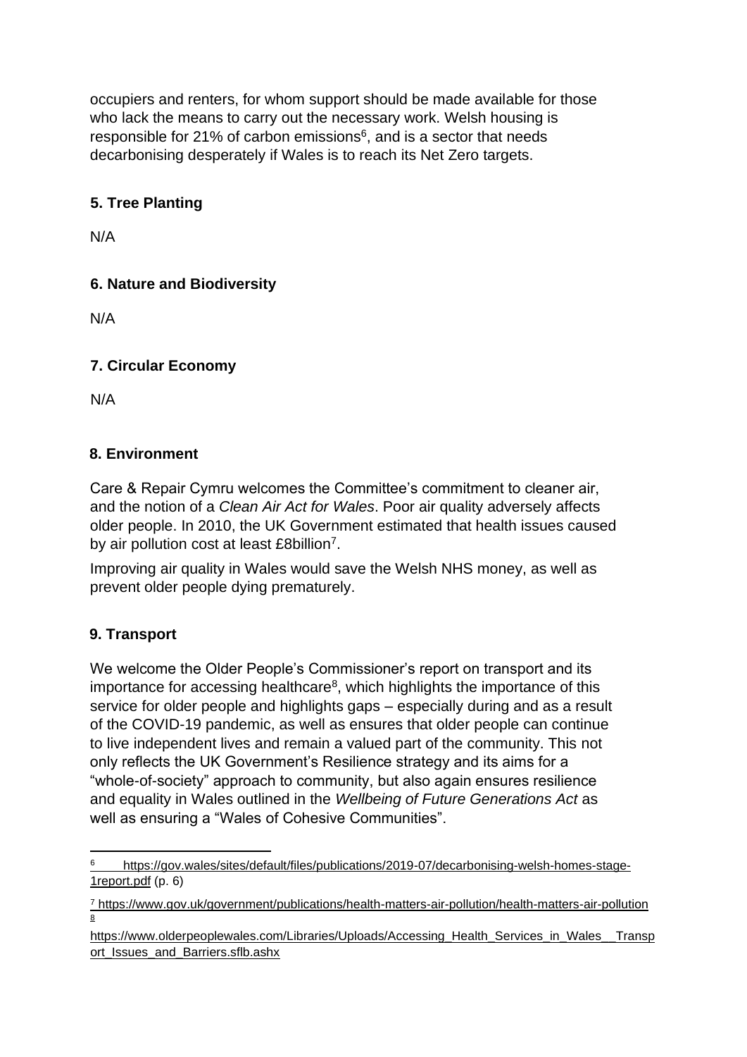occupiers and renters, for whom support should be made available for those who lack the means to carry out the necessary work. Welsh housing is responsible for 21% of carbon emissions[6], and is a sector that needs decarbonising desperately if Wales is to reach its Net Zero targets.

### 5. Tree Planting

N/A

### 6. Nature and Biodiversity

N/A

### 7. Circular Economy

N/A

### 8. Environment

Care & Repair Cymru welcomes the Committee's commitment to cleaner air, and the notion of a *Clean Air Act for Wales*. Poor air quality adversely affects older people. In 2010, the UK Government estimated that health issues caused by air pollution cost at least £8billion[7].

Improving air quality in Wales would save the Welsh NHS money, as well as prevent older people dying prematurely.

### 9. Transport

We welcome the Older People's Commissioner's report on transport and its importance for accessing healthcare[8], which highlights the importance of this service for older people and highlights gaps – especially during and as a result of the COVID-19 pandemic, as well as ensures that older people can continue to live independent lives and remain a valued part of the community. This not only reflects the UK Government's Resilience strategy and its aims for a "whole-of-society" approach to community, but also again ensures resilience and equality in Wales outlined in the *Wellbeing of Future Generations Act* as well as ensuring a "Wales of Cohesive Communities".

---

[6] https://gov.wales/sites/default/files/publications/2019-07/decarbonising-welsh-homes-stage-1report.pdf (p. 6)

[7] https://www.gov.uk/government/publications/health-matters-air-pollution/health-matters-air-pollution

[8] https://www.olderpeoplewales.com/Libraries/Uploads/Accessing_Health_Services_in_Wales__Transport_Issues_and_Barriers.sflb.ashx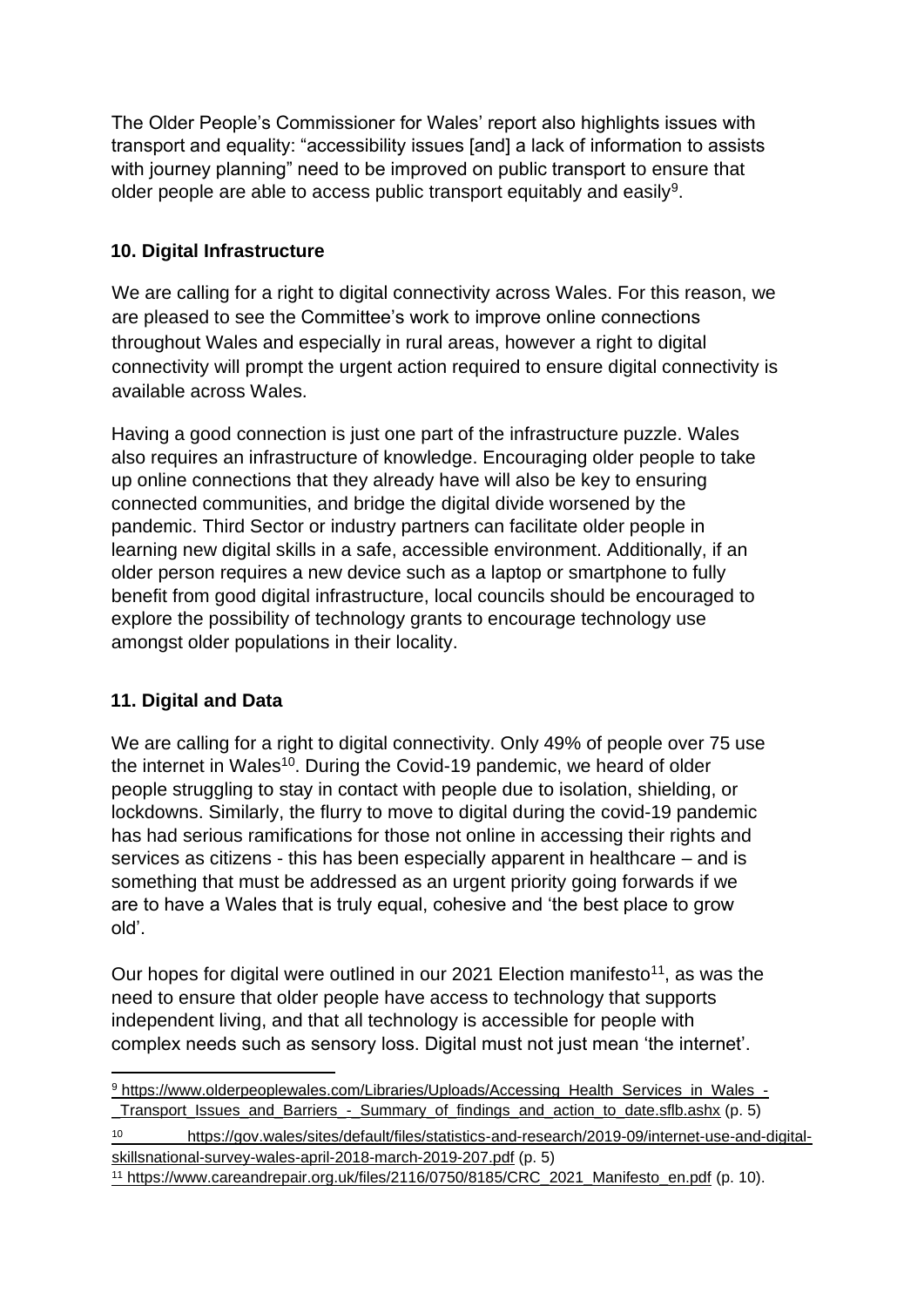The Older People's Commissioner for Wales' report also highlights issues with transport and equality: "accessibility issues [and] a lack of information to assists with journey planning" need to be improved on public transport to ensure that older people are able to access public transport equitably and easily[9].

## 10. Digital Infrastructure

We are calling for a right to digital connectivity across Wales. For this reason, we are pleased to see the Committee's work to improve online connections throughout Wales and especially in rural areas, however a right to digital connectivity will prompt the urgent action required to ensure digital connectivity is available across Wales.

Having a good connection is just one part of the infrastructure puzzle. Wales also requires an infrastructure of knowledge. Encouraging older people to take up online connections that they already have will also be key to ensuring connected communities, and bridge the digital divide worsened by the pandemic. Third Sector or industry partners can facilitate older people in learning new digital skills in a safe, accessible environment. Additionally, if an older person requires a new device such as a laptop or smartphone to fully benefit from good digital infrastructure, local councils should be encouraged to explore the possibility of technology grants to encourage technology use amongst older populations in their locality.

## 11. Digital and Data

We are calling for a right to digital connectivity. Only 49% of people over 75 use the internet in Wales[10]. During the Covid-19 pandemic, we heard of older people struggling to stay in contact with people due to isolation, shielding, or lockdowns. Similarly, the flurry to move to digital during the covid-19 pandemic has had serious ramifications for those not online in accessing their rights and services as citizens - this has been especially apparent in healthcare – and is something that must be addressed as an urgent priority going forwards if we are to have a Wales that is truly equal, cohesive and 'the best place to grow old'.

Our hopes for digital were outlined in our 2021 Election manifesto[11], as was the need to ensure that older people have access to technology that supports independent living, and that all technology is accessible for people with complex needs such as sensory loss. Digital must not just mean 'the internet'.

---

[9] https://www.olderpeoplewales.com/Libraries/Uploads/Accessing_Health_Services_in_Wales_-_Transport_Issues_and_Barriers_-_Summary_of_findings_and_action_to_date.sflb.ashx (p. 5)

[10] https://gov.wales/sites/default/files/statistics-and-research/2019-09/internet-use-and-digital-skillsnational-survey-wales-april-2018-march-2019-207.pdf (p. 5)

[11] https://www.careandrepair.org.uk/files/2116/0750/8185/CRC_2021_Manifesto_en.pdf (p. 10).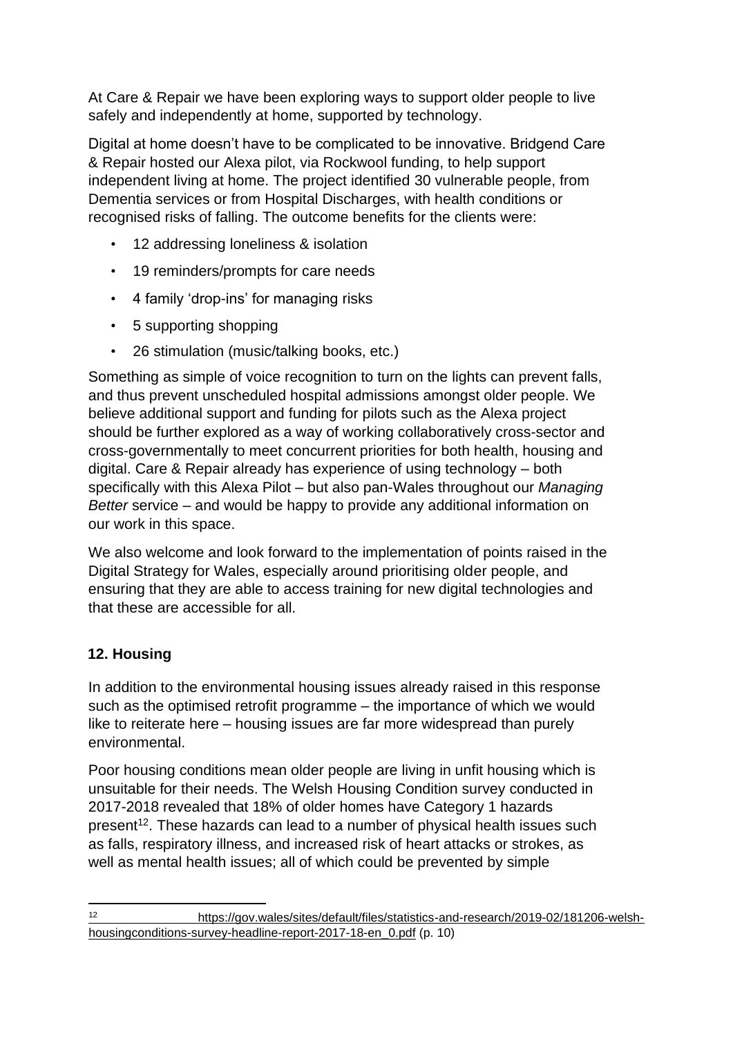At Care & Repair we have been exploring ways to support older people to live safely and independently at home, supported by technology.

Digital at home doesn't have to be complicated to be innovative. Bridgend Care & Repair hosted our Alexa pilot, via Rockwool funding, to help support independent living at home. The project identified 30 vulnerable people, from Dementia services or from Hospital Discharges, with health conditions or recognised risks of falling. The outcome benefits for the clients were:

- 12 addressing loneliness & isolation
- 19 reminders/prompts for care needs
- 4 family 'drop-ins' for managing risks
- 5 supporting shopping
- 26 stimulation (music/talking books, etc.)

Something as simple of voice recognition to turn on the lights can prevent falls, and thus prevent unscheduled hospital admissions amongst older people. We believe additional support and funding for pilots such as the Alexa project should be further explored as a way of working collaboratively cross-sector and cross-governmentally to meet concurrent priorities for both health, housing and digital. Care & Repair already has experience of using technology – both specifically with this Alexa Pilot – but also pan-Wales throughout our *Managing Better* service – and would be happy to provide any additional information on our work in this space.

We also welcome and look forward to the implementation of points raised in the Digital Strategy for Wales, especially around prioritising older people, and ensuring that they are able to access training for new digital technologies and that these are accessible for all.

## 12. Housing

In addition to the environmental housing issues already raised in this response such as the optimised retrofit programme – the importance of which we would like to reiterate here – housing issues are far more widespread than purely environmental.

Poor housing conditions mean older people are living in unfit housing which is unsuitable for their needs. The Welsh Housing Condition survey conducted in 2017-2018 revealed that 18% of older homes have Category 1 hazards present[12]. These hazards can lead to a number of physical health issues such as falls, respiratory illness, and increased risk of heart attacks or strokes, as well as mental health issues; all of which could be prevented by simple

[12] https://gov.wales/sites/default/files/statistics-and-research/2019-02/181206-welsh-housingconditions-survey-headline-report-2017-18-en_0.pdf (p. 10)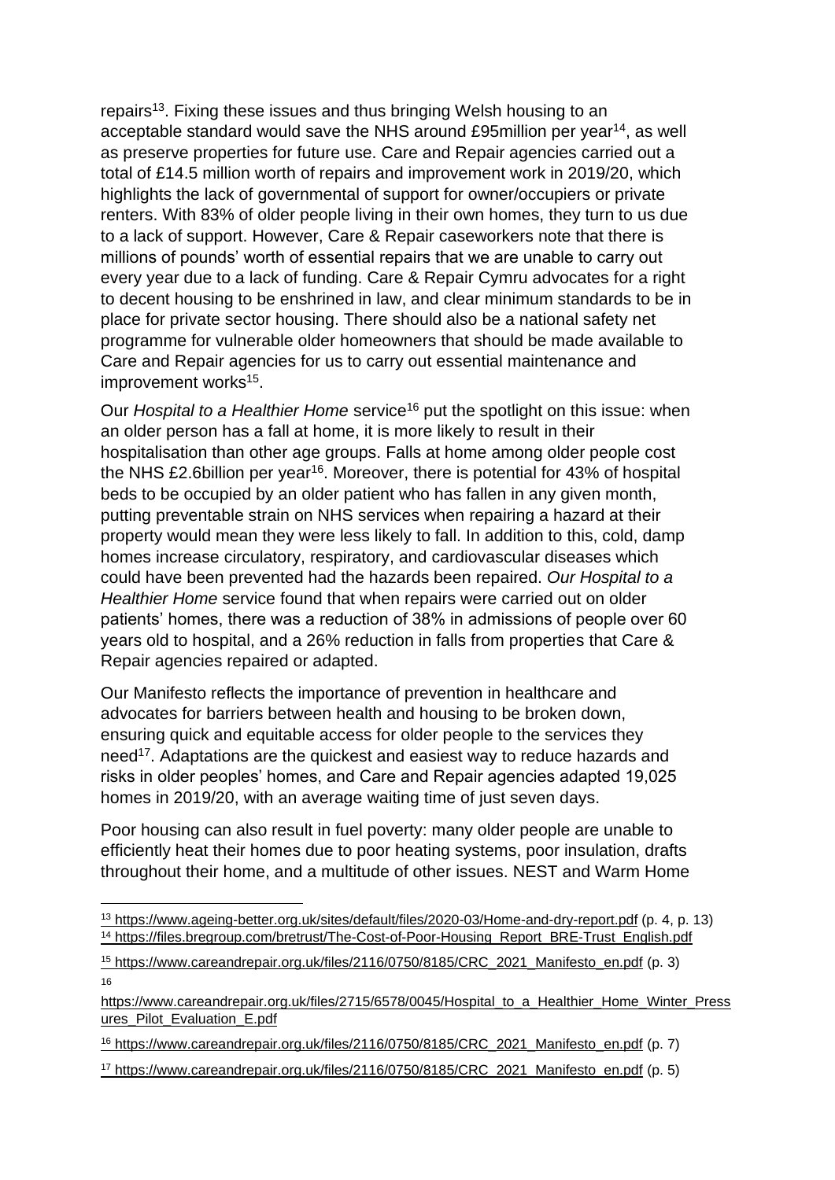repairs[13]. Fixing these issues and thus bringing Welsh housing to an acceptable standard would save the NHS around £95million per year[14], as well as preserve properties for future use. Care and Repair agencies carried out a total of £14.5 million worth of repairs and improvement work in 2019/20, which highlights the lack of governmental of support for owner/occupiers or private renters. With 83% of older people living in their own homes, they turn to us due to a lack of support. However, Care & Repair caseworkers note that there is millions of pounds' worth of essential repairs that we are unable to carry out every year due to a lack of funding. Care & Repair Cymru advocates for a right to decent housing to be enshrined in law, and clear minimum standards to be in place for private sector housing. There should also be a national safety net programme for vulnerable older homeowners that should be made available to Care and Repair agencies for us to carry out essential maintenance and improvement works[15].

Our *Hospital to a Healthier Home* service[16] put the spotlight on this issue: when an older person has a fall at home, it is more likely to result in their hospitalisation than other age groups. Falls at home among older people cost the NHS £2.6billion per year[16]. Moreover, there is potential for 43% of hospital beds to be occupied by an older patient who has fallen in any given month, putting preventable strain on NHS services when repairing a hazard at their property would mean they were less likely to fall. In addition to this, cold, damp homes increase circulatory, respiratory, and cardiovascular diseases which could have been prevented had the hazards been repaired. *Our Hospital to a Healthier Home* service found that when repairs were carried out on older patients' homes, there was a reduction of 38% in admissions of people over 60 years old to hospital, and a 26% reduction in falls from properties that Care & Repair agencies repaired or adapted.

Our Manifesto reflects the importance of prevention in healthcare and advocates for barriers between health and housing to be broken down, ensuring quick and equitable access for older people to the services they need[17]. Adaptations are the quickest and easiest way to reduce hazards and risks in older peoples' homes, and Care and Repair agencies adapted 19,025 homes in 2019/20, with an average waiting time of just seven days.

Poor housing can also result in fuel poverty: many older people are unable to efficiently heat their homes due to poor heating systems, poor insulation, drafts throughout their home, and a multitude of other issues. NEST and Warm Home

---

[13] https://www.ageing-better.org.uk/sites/default/files/2020-03/Home-and-dry-report.pdf (p. 4, p. 13)

[14] https://files.bregroup.com/bretrust/The-Cost-of-Poor-Housing_Report_BRE-Trust_English.pdf

[15] https://www.careandrepair.org.uk/files/2116/0750/8185/CRC_2021_Manifesto_en.pdf (p. 3)

[16] https://www.careandrepair.org.uk/files/2715/6578/0045/Hospital_to_a_Healthier_Home_Winter_Pressures_Pilot_Evaluation_E.pdf

[16] https://www.careandrepair.org.uk/files/2116/0750/8185/CRC_2021_Manifesto_en.pdf (p. 7)

[17] https://www.careandrepair.org.uk/files/2116/0750/8185/CRC_2021_Manifesto_en.pdf (p. 5)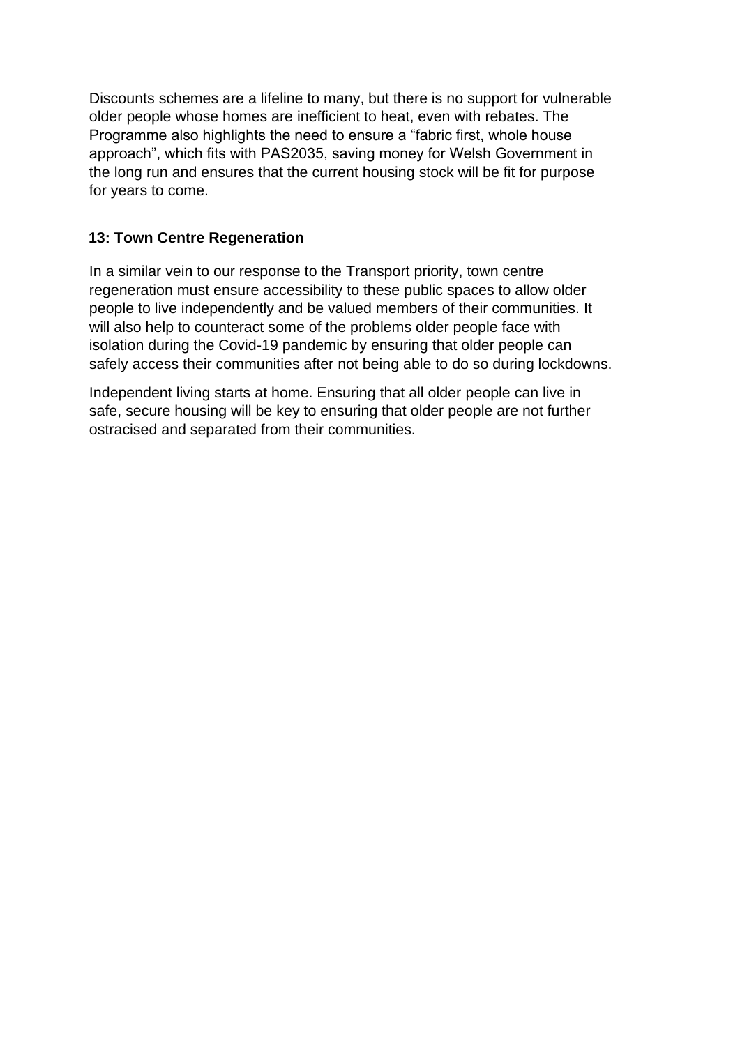Discounts schemes are a lifeline to many, but there is no support for vulnerable older people whose homes are inefficient to heat, even with rebates. The Programme also highlights the need to ensure a “fabric first, whole house approach”, which fits with PAS2035, saving money for Welsh Government in the long run and ensures that the current housing stock will be fit for purpose for years to come.

### 13: Town Centre Regeneration

In a similar vein to our response to the Transport priority, town centre regeneration must ensure accessibility to these public spaces to allow older people to live independently and be valued members of their communities. It will also help to counteract some of the problems older people face with isolation during the Covid-19 pandemic by ensuring that older people can safely access their communities after not being able to do so during lockdowns.

Independent living starts at home. Ensuring that all older people can live in safe, secure housing will be key to ensuring that older people are not further ostracised and separated from their communities.